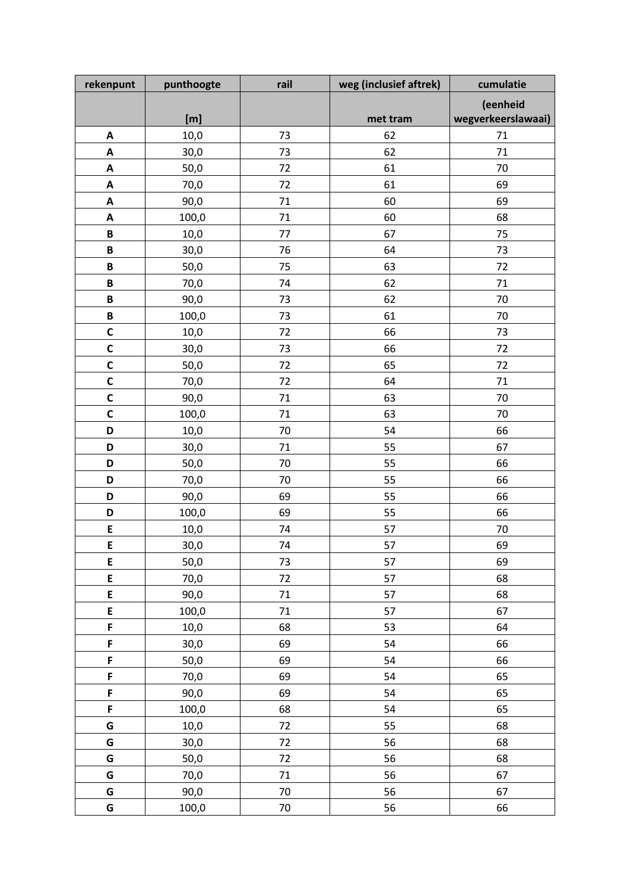| rekenpunt | punthoogte | rail | weg (inclusief aftrek) | cumulatie |
|---|---|---|---|---|
| | [m] | | met tram | (eenheid wegverkeerslawaai) |
| **A** | 10,0 | 73 | 62 | 71 |
| **A** | 30,0 | 73 | 62 | 71 |
| **A** | 50,0 | 72 | 61 | 70 |
| **A** | 70,0 | 72 | 61 | 69 |
| **A** | 90,0 | 71 | 60 | 69 |
| **A** | 100,0 | 71 | 60 | 68 |
| **B** | 10,0 | 77 | 67 | 75 |
| **B** | 30,0 | 76 | 64 | 73 |
| **B** | 50,0 | 75 | 63 | 72 |
| **B** | 70,0 | 74 | 62 | 71 |
| **B** | 90,0 | 73 | 62 | 70 |
| **B** | 100,0 | 73 | 61 | 70 |
| **C** | 10,0 | 72 | 66 | 73 |
| **C** | 30,0 | 73 | 66 | 72 |
| **C** | 50,0 | 72 | 65 | 72 |
| **C** | 70,0 | 72 | 64 | 71 |
| **C** | 90,0 | 71 | 63 | 70 |
| **C** | 100,0 | 71 | 63 | 70 |
| **D** | 10,0 | 70 | 54 | 66 |
| **D** | 30,0 | 71 | 55 | 67 |
| **D** | 50,0 | 70 | 55 | 66 |
| **D** | 70,0 | 70 | 55 | 66 |
| **D** | 90,0 | 69 | 55 | 66 |
| **D** | 100,0 | 69 | 55 | 66 |
| **E** | 10,0 | 74 | 57 | 70 |
| **E** | 30,0 | 74 | 57 | 69 |
| **E** | 50,0 | 73 | 57 | 69 |
| **E** | 70,0 | 72 | 57 | 68 |
| **E** | 90,0 | 71 | 57 | 68 |
| **E** | 100,0 | 71 | 57 | 67 |
| **F** | 10,0 | 68 | 53 | 64 |
| **F** | 30,0 | 69 | 54 | 66 |
| **F** | 50,0 | 69 | 54 | 66 |
| **F** | 70,0 | 69 | 54 | 65 |
| **F** | 90,0 | 69 | 54 | 65 |
| **F** | 100,0 | 68 | 54 | 65 |
| **G** | 10,0 | 72 | 55 | 68 |
| **G** | 30,0 | 72 | 56 | 68 |
| **G** | 50,0 | 72 | 56 | 68 |
| **G** | 70,0 | 71 | 56 | 67 |
| **G** | 90,0 | 70 | 56 | 67 |
| **G** | 100,0 | 70 | 56 | 66 |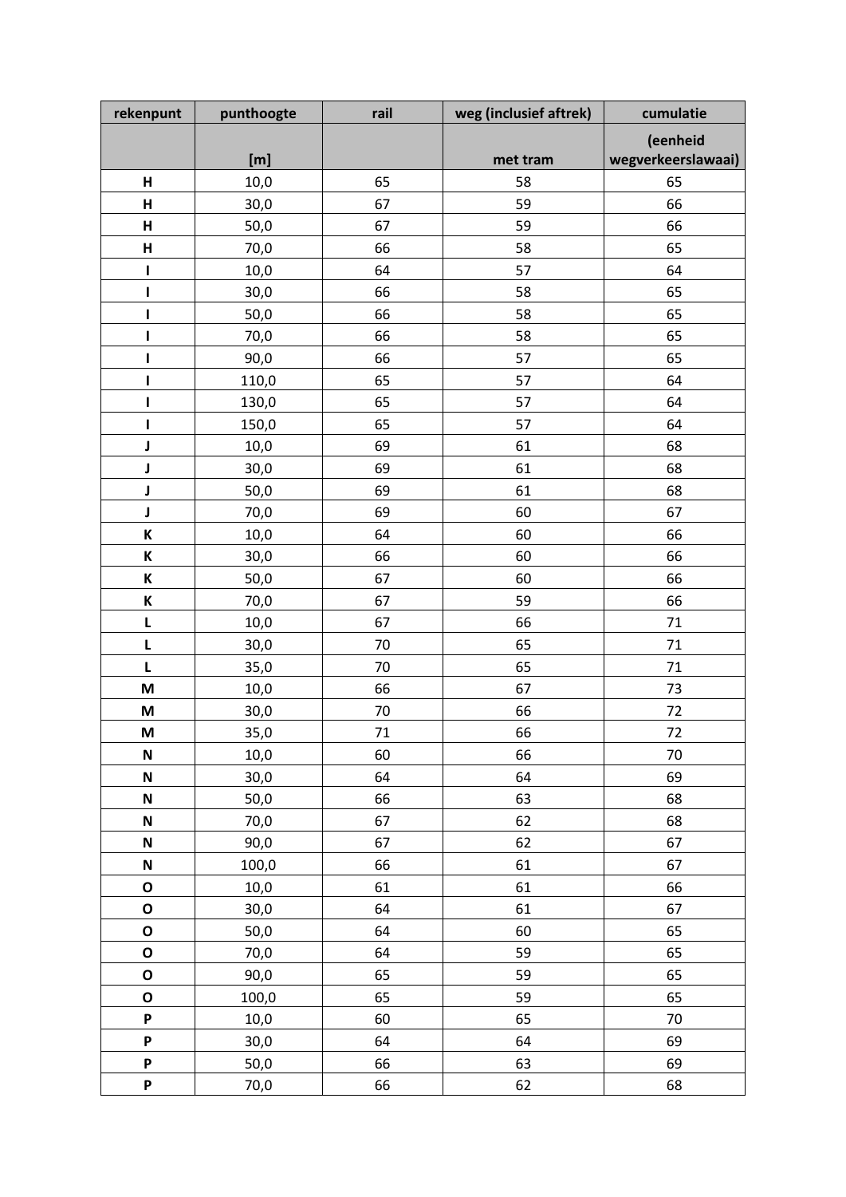| rekenpunt | punthoogte | rail | weg (inclusief aftrek) | cumulatie |
|---|---|---|---|---|
| | [m] | | met tram | (eenheid wegverkeerslawaai) |
| **H** | 10,0 | 65 | 58 | 65 |
| **H** | 30,0 | 67 | 59 | 66 |
| **H** | 50,0 | 67 | 59 | 66 |
| **H** | 70,0 | 66 | 58 | 65 |
| **I** | 10,0 | 64 | 57 | 64 |
| **I** | 30,0 | 66 | 58 | 65 |
| **I** | 50,0 | 66 | 58 | 65 |
| **I** | 70,0 | 66 | 58 | 65 |
| **I** | 90,0 | 66 | 57 | 65 |
| **I** | 110,0 | 65 | 57 | 64 |
| **I** | 130,0 | 65 | 57 | 64 |
| **I** | 150,0 | 65 | 57 | 64 |
| **J** | 10,0 | 69 | 61 | 68 |
| **J** | 30,0 | 69 | 61 | 68 |
| **J** | 50,0 | 69 | 61 | 68 |
| **J** | 70,0 | 69 | 60 | 67 |
| **K** | 10,0 | 64 | 60 | 66 |
| **K** | 30,0 | 66 | 60 | 66 |
| **K** | 50,0 | 67 | 60 | 66 |
| **K** | 70,0 | 67 | 59 | 66 |
| **L** | 10,0 | 67 | 66 | 71 |
| **L** | 30,0 | 70 | 65 | 71 |
| **L** | 35,0 | 70 | 65 | 71 |
| **M** | 10,0 | 66 | 67 | 73 |
| **M** | 30,0 | 70 | 66 | 72 |
| **M** | 35,0 | 71 | 66 | 72 |
| **N** | 10,0 | 60 | 66 | 70 |
| **N** | 30,0 | 64 | 64 | 69 |
| **N** | 50,0 | 66 | 63 | 68 |
| **N** | 70,0 | 67 | 62 | 68 |
| **N** | 90,0 | 67 | 62 | 67 |
| **N** | 100,0 | 66 | 61 | 67 |
| **O** | 10,0 | 61 | 61 | 66 |
| **O** | 30,0 | 64 | 61 | 67 |
| **O** | 50,0 | 64 | 60 | 65 |
| **O** | 70,0 | 64 | 59 | 65 |
| **O** | 90,0 | 65 | 59 | 65 |
| **O** | 100,0 | 65 | 59 | 65 |
| **P** | 10,0 | 60 | 65 | 70 |
| **P** | 30,0 | 64 | 64 | 69 |
| **P** | 50,0 | 66 | 63 | 69 |
| **P** | 70,0 | 66 | 62 | 68 |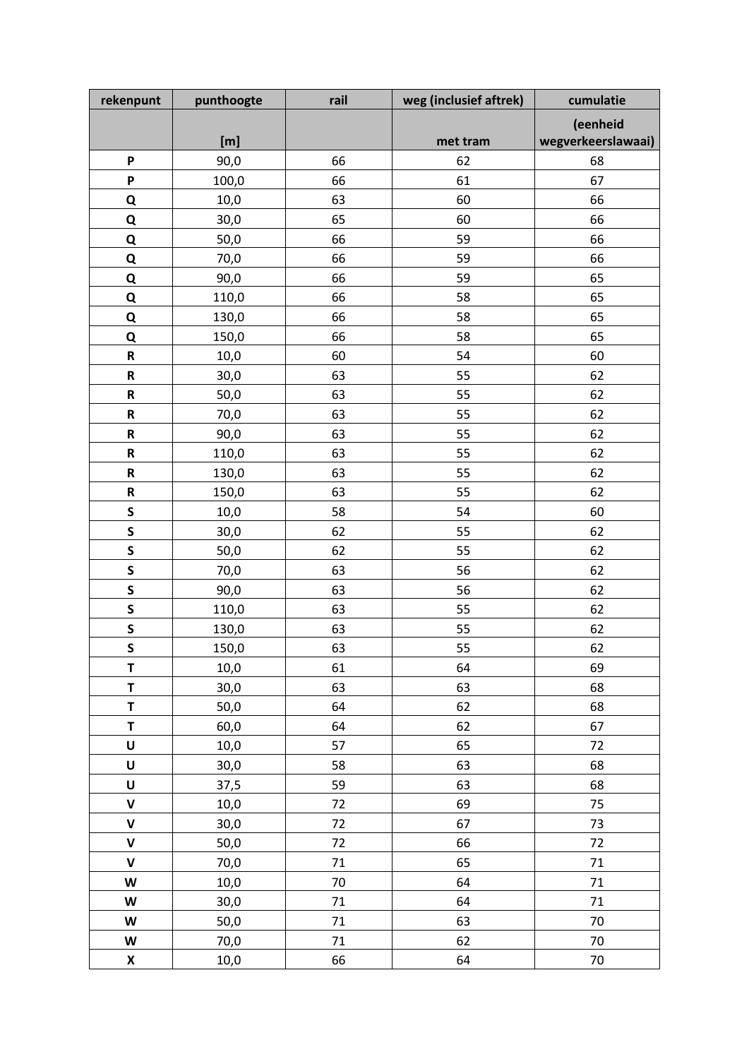| rekenpunt | punthoogte | rail | weg (inclusief aftrek) | cumulatie |
|---|---|---|---|---|
| | [m] | | met tram | (eenheid wegverkeerslawaai) |
| **P** | 90,0 | 66 | 62 | 68 |
| **P** | 100,0 | 66 | 61 | 67 |
| **Q** | 10,0 | 63 | 60 | 66 |
| **Q** | 30,0 | 65 | 60 | 66 |
| **Q** | 50,0 | 66 | 59 | 66 |
| **Q** | 70,0 | 66 | 59 | 66 |
| **Q** | 90,0 | 66 | 59 | 65 |
| **Q** | 110,0 | 66 | 58 | 65 |
| **Q** | 130,0 | 66 | 58 | 65 |
| **Q** | 150,0 | 66 | 58 | 65 |
| **R** | 10,0 | 60 | 54 | 60 |
| **R** | 30,0 | 63 | 55 | 62 |
| **R** | 50,0 | 63 | 55 | 62 |
| **R** | 70,0 | 63 | 55 | 62 |
| **R** | 90,0 | 63 | 55 | 62 |
| **R** | 110,0 | 63 | 55 | 62 |
| **R** | 130,0 | 63 | 55 | 62 |
| **R** | 150,0 | 63 | 55 | 62 |
| **S** | 10,0 | 58 | 54 | 60 |
| **S** | 30,0 | 62 | 55 | 62 |
| **S** | 50,0 | 62 | 55 | 62 |
| **S** | 70,0 | 63 | 56 | 62 |
| **S** | 90,0 | 63 | 56 | 62 |
| **S** | 110,0 | 63 | 55 | 62 |
| **S** | 130,0 | 63 | 55 | 62 |
| **S** | 150,0 | 63 | 55 | 62 |
| **T** | 10,0 | 61 | 64 | 69 |
| **T** | 30,0 | 63 | 63 | 68 |
| **T** | 50,0 | 64 | 62 | 68 |
| **T** | 60,0 | 64 | 62 | 67 |
| **U** | 10,0 | 57 | 65 | 72 |
| **U** | 30,0 | 58 | 63 | 68 |
| **U** | 37,5 | 59 | 63 | 68 |
| **V** | 10,0 | 72 | 69 | 75 |
| **V** | 30,0 | 72 | 67 | 73 |
| **V** | 50,0 | 72 | 66 | 72 |
| **V** | 70,0 | 71 | 65 | 71 |
| **W** | 10,0 | 70 | 64 | 71 |
| **W** | 30,0 | 71 | 64 | 71 |
| **W** | 50,0 | 71 | 63 | 70 |
| **W** | 70,0 | 71 | 62 | 70 |
| **X** | 10,0 | 66 | 64 | 70 |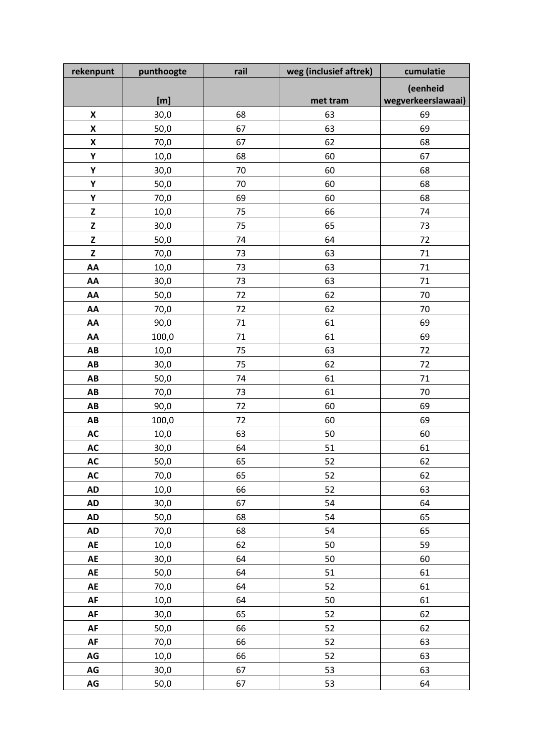| rekenpunt | punthoogte | rail | weg (inclusief aftrek) | cumulatie |
|---|---|---|---|---|
| | [m] | | met tram | (eenheid wegverkeerslawaai) |
| **X** | 30,0 | 68 | 63 | 69 |
| **X** | 50,0 | 67 | 63 | 69 |
| **X** | 70,0 | 67 | 62 | 68 |
| **Y** | 10,0 | 68 | 60 | 67 |
| **Y** | 30,0 | 70 | 60 | 68 |
| **Y** | 50,0 | 70 | 60 | 68 |
| **Y** | 70,0 | 69 | 60 | 68 |
| **Z** | 10,0 | 75 | 66 | 74 |
| **Z** | 30,0 | 75 | 65 | 73 |
| **Z** | 50,0 | 74 | 64 | 72 |
| **Z** | 70,0 | 73 | 63 | 71 |
| **AA** | 10,0 | 73 | 63 | 71 |
| **AA** | 30,0 | 73 | 63 | 71 |
| **AA** | 50,0 | 72 | 62 | 70 |
| **AA** | 70,0 | 72 | 62 | 70 |
| **AA** | 90,0 | 71 | 61 | 69 |
| **AA** | 100,0 | 71 | 61 | 69 |
| **AB** | 10,0 | 75 | 63 | 72 |
| **AB** | 30,0 | 75 | 62 | 72 |
| **AB** | 50,0 | 74 | 61 | 71 |
| **AB** | 70,0 | 73 | 61 | 70 |
| **AB** | 90,0 | 72 | 60 | 69 |
| **AB** | 100,0 | 72 | 60 | 69 |
| **AC** | 10,0 | 63 | 50 | 60 |
| **AC** | 30,0 | 64 | 51 | 61 |
| **AC** | 50,0 | 65 | 52 | 62 |
| **AC** | 70,0 | 65 | 52 | 62 |
| **AD** | 10,0 | 66 | 52 | 63 |
| **AD** | 30,0 | 67 | 54 | 64 |
| **AD** | 50,0 | 68 | 54 | 65 |
| **AD** | 70,0 | 68 | 54 | 65 |
| **AE** | 10,0 | 62 | 50 | 59 |
| **AE** | 30,0 | 64 | 50 | 60 |
| **AE** | 50,0 | 64 | 51 | 61 |
| **AE** | 70,0 | 64 | 52 | 61 |
| **AF** | 10,0 | 64 | 50 | 61 |
| **AF** | 30,0 | 65 | 52 | 62 |
| **AF** | 50,0 | 66 | 52 | 62 |
| **AF** | 70,0 | 66 | 52 | 63 |
| **AG** | 10,0 | 66 | 52 | 63 |
| **AG** | 30,0 | 67 | 53 | 63 |
| **AG** | 50,0 | 67 | 53 | 64 |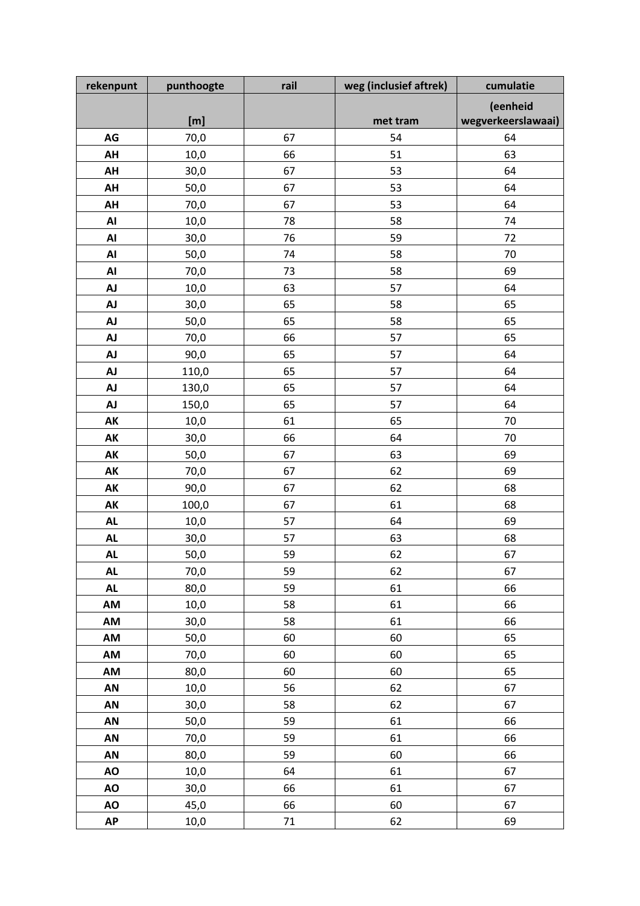| rekenpunt | punthoogte | rail | weg (inclusief aftrek) | cumulatie |
|---|---|---|---|---|
| | [m] | | met tram | (eenheid wegverkeerslawaai) |
| AG | 70,0 | 67 | 54 | 64 |
| AH | 10,0 | 66 | 51 | 63 |
| AH | 30,0 | 67 | 53 | 64 |
| AH | 50,0 | 67 | 53 | 64 |
| AH | 70,0 | 67 | 53 | 64 |
| AI | 10,0 | 78 | 58 | 74 |
| AI | 30,0 | 76 | 59 | 72 |
| AI | 50,0 | 74 | 58 | 70 |
| AI | 70,0 | 73 | 58 | 69 |
| AJ | 10,0 | 63 | 57 | 64 |
| AJ | 30,0 | 65 | 58 | 65 |
| AJ | 50,0 | 65 | 58 | 65 |
| AJ | 70,0 | 66 | 57 | 65 |
| AJ | 90,0 | 65 | 57 | 64 |
| AJ | 110,0 | 65 | 57 | 64 |
| AJ | 130,0 | 65 | 57 | 64 |
| AJ | 150,0 | 65 | 57 | 64 |
| AK | 10,0 | 61 | 65 | 70 |
| AK | 30,0 | 66 | 64 | 70 |
| AK | 50,0 | 67 | 63 | 69 |
| AK | 70,0 | 67 | 62 | 69 |
| AK | 90,0 | 67 | 62 | 68 |
| AK | 100,0 | 67 | 61 | 68 |
| AL | 10,0 | 57 | 64 | 69 |
| AL | 30,0 | 57 | 63 | 68 |
| AL | 50,0 | 59 | 62 | 67 |
| AL | 70,0 | 59 | 62 | 67 |
| AL | 80,0 | 59 | 61 | 66 |
| AM | 10,0 | 58 | 61 | 66 |
| AM | 30,0 | 58 | 61 | 66 |
| AM | 50,0 | 60 | 60 | 65 |
| AM | 70,0 | 60 | 60 | 65 |
| AM | 80,0 | 60 | 60 | 65 |
| AN | 10,0 | 56 | 62 | 67 |
| AN | 30,0 | 58 | 62 | 67 |
| AN | 50,0 | 59 | 61 | 66 |
| AN | 70,0 | 59 | 61 | 66 |
| AN | 80,0 | 59 | 60 | 66 |
| AO | 10,0 | 64 | 61 | 67 |
| AO | 30,0 | 66 | 61 | 67 |
| AO | 45,0 | 66 | 60 | 67 |
| AP | 10,0 | 71 | 62 | 69 |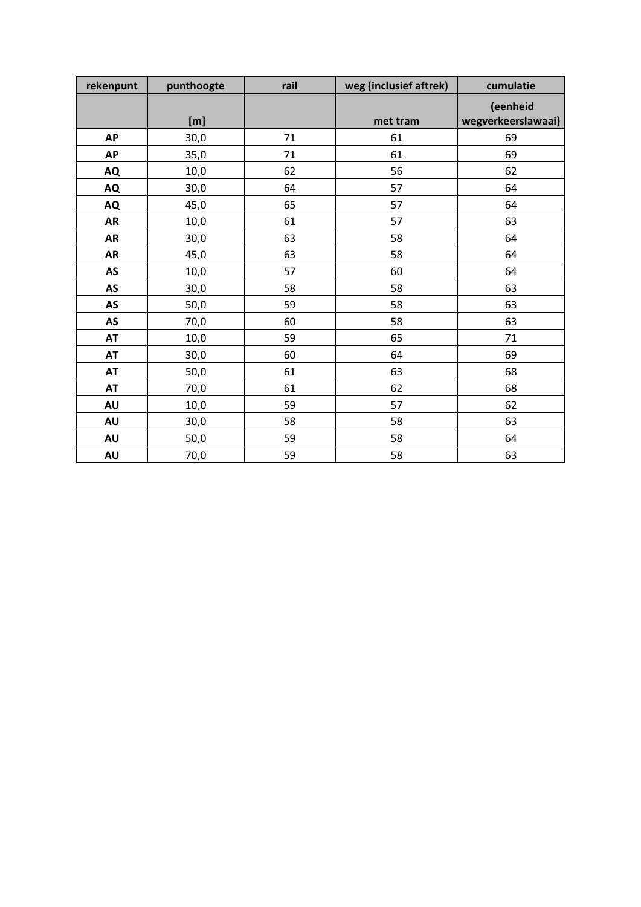| rekenpunt | punthoogte | rail | weg (inclusief aftrek) | cumulatie |
|---|---|---|---|---|
| | [m] | | met tram | (eenheid wegverkeerslawaai) |
| **AP** | 30,0 | 71 | 61 | 69 |
| **AP** | 35,0 | 71 | 61 | 69 |
| **AQ** | 10,0 | 62 | 56 | 62 |
| **AQ** | 30,0 | 64 | 57 | 64 |
| **AQ** | 45,0 | 65 | 57 | 64 |
| **AR** | 10,0 | 61 | 57 | 63 |
| **AR** | 30,0 | 63 | 58 | 64 |
| **AR** | 45,0 | 63 | 58 | 64 |
| **AS** | 10,0 | 57 | 60 | 64 |
| **AS** | 30,0 | 58 | 58 | 63 |
| **AS** | 50,0 | 59 | 58 | 63 |
| **AS** | 70,0 | 60 | 58 | 63 |
| **AT** | 10,0 | 59 | 65 | 71 |
| **AT** | 30,0 | 60 | 64 | 69 |
| **AT** | 50,0 | 61 | 63 | 68 |
| **AT** | 70,0 | 61 | 62 | 68 |
| **AU** | 10,0 | 59 | 57 | 62 |
| **AU** | 30,0 | 58 | 58 | 63 |
| **AU** | 50,0 | 59 | 58 | 64 |
| **AU** | 70,0 | 59 | 58 | 63 |